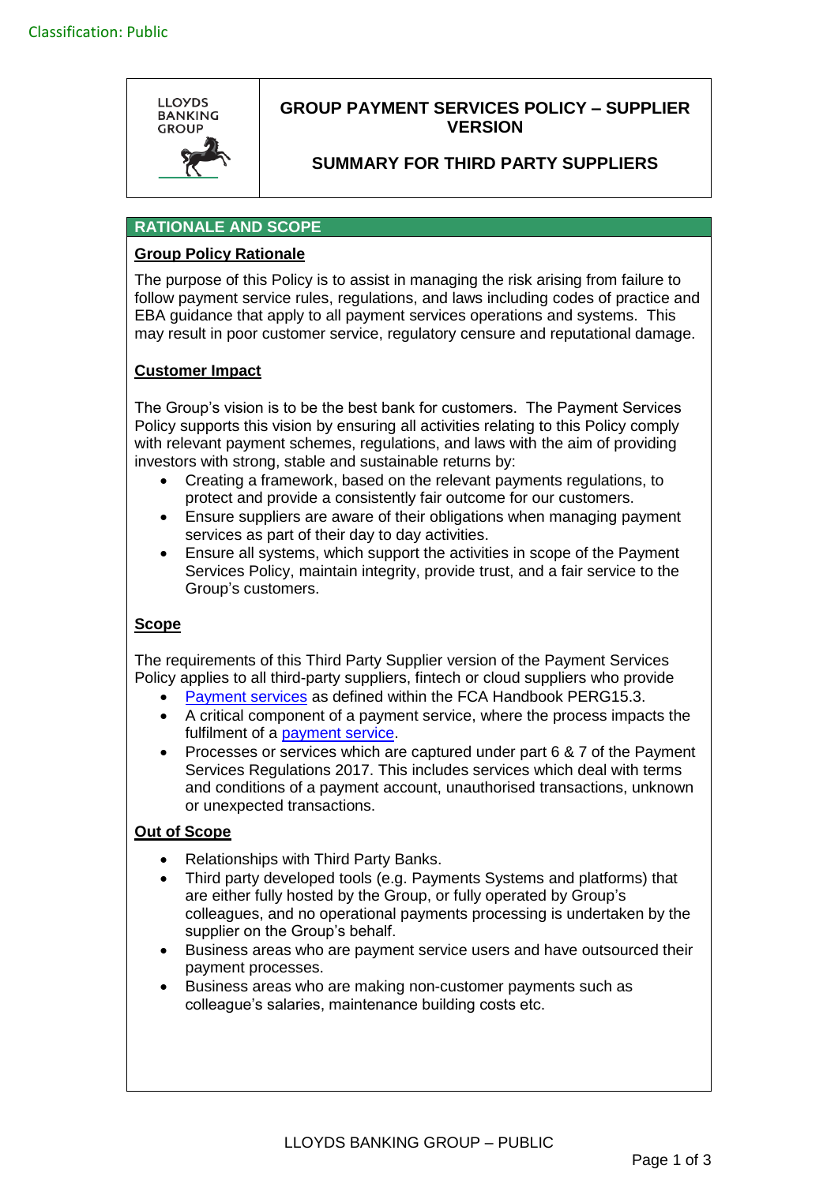Classification: Public

LLOYDS BANKING GROUP

# GROUP PAYMENT SERVICES POLICY – SUPPLIER VERSION

## SUMMARY FOR THIRD PARTY SUPPLIERS

## RATIONALE AND SCOPE

**Group Policy Rationale**

The purpose of this Policy is to assist in managing the risk arising from failure to follow payment service rules, regulations, and laws including codes of practice and EBA guidance that apply to all payment services operations and systems. This may result in poor customer service, regulatory censure and reputational damage.

**Customer Impact**

The Group's vision is to be the best bank for customers. The Payment Services Policy supports this vision by ensuring all activities relating to this Policy comply with relevant payment schemes, regulations, and laws with the aim of providing investors with strong, stable and sustainable returns by:

- Creating a framework, based on the relevant payments regulations, to protect and provide a consistently fair outcome for our customers.
- Ensure suppliers are aware of their obligations when managing payment services as part of their day to day activities.
- Ensure all systems, which support the activities in scope of the Payment Services Policy, maintain integrity, provide trust, and a fair service to the Group's customers.

**Scope**

The requirements of this Third Party Supplier version of the Payment Services Policy applies to all third-party suppliers, fintech or cloud suppliers who provide

- Payment services as defined within the FCA Handbook PERG15.3.
- A critical component of a payment service, where the process impacts the fulfilment of a payment service.
- Processes or services which are captured under part 6 & 7 of the Payment Services Regulations 2017. This includes services which deal with terms and conditions of a payment account, unauthorised transactions, unknown or unexpected transactions.

**Out of Scope**

- Relationships with Third Party Banks.
- Third party developed tools (e.g. Payments Systems and platforms) that are either fully hosted by the Group, or fully operated by Group's colleagues, and no operational payments processing is undertaken by the supplier on the Group's behalf.
- Business areas who are payment service users and have outsourced their payment processes.
- Business areas who are making non-customer payments such as colleague's salaries, maintenance building costs etc.

LLOYDS BANKING GROUP – PUBLIC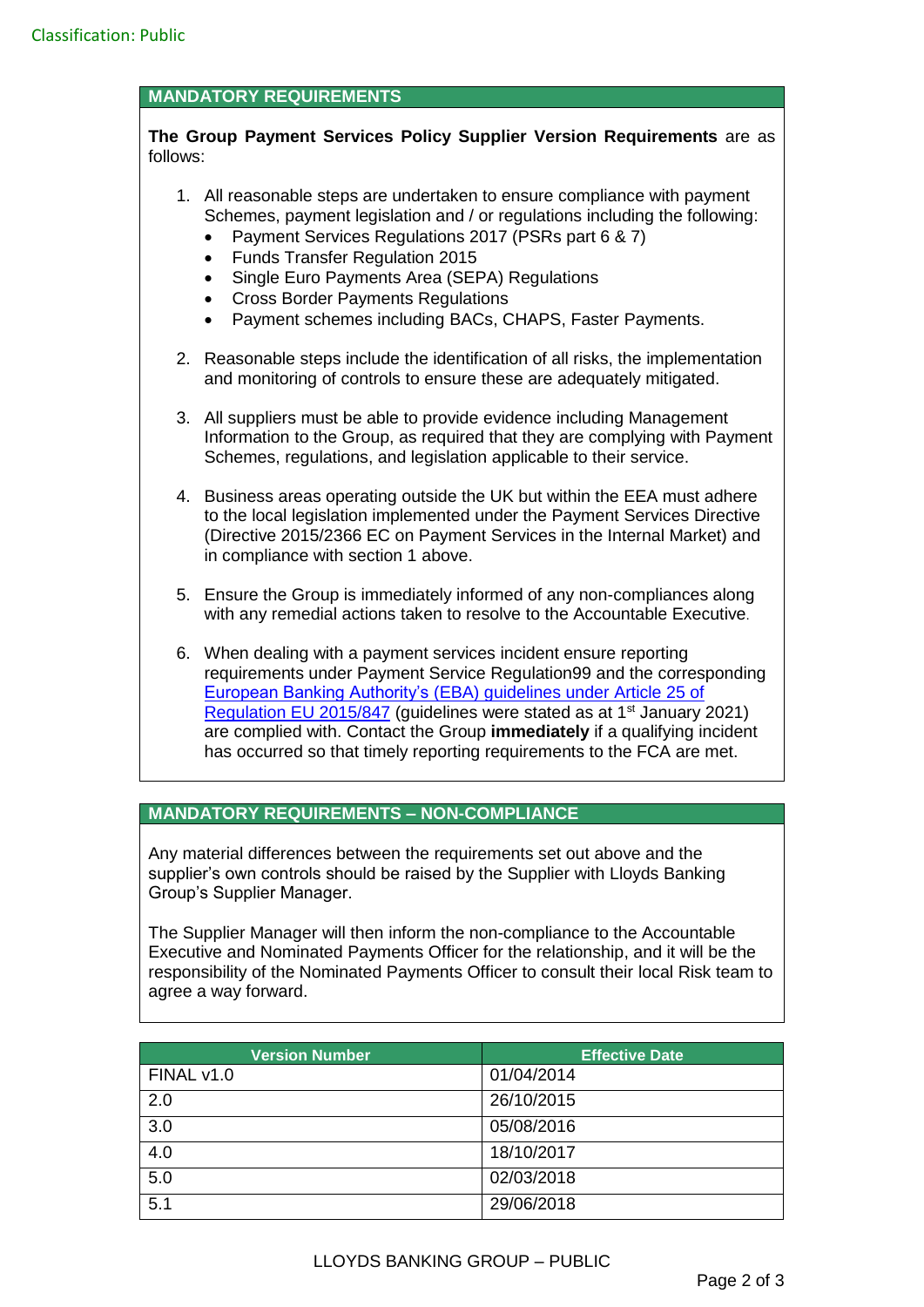## MANDATORY REQUIREMENTS

**The Group Payment Services Policy Supplier Version Requirements** are as follows:

1. All reasonable steps are undertaken to ensure compliance with payment Schemes, payment legislation and / or regulations including the following:
   - Payment Services Regulations 2017 (PSRs part 6 & 7)
   - Funds Transfer Regulation 2015
   - Single Euro Payments Area (SEPA) Regulations
   - Cross Border Payments Regulations
   - Payment schemes including BACs, CHAPS, Faster Payments.

2. Reasonable steps include the identification of all risks, the implementation and monitoring of controls to ensure these are adequately mitigated.

3. All suppliers must be able to provide evidence including Management Information to the Group, as required that they are complying with Payment Schemes, regulations, and legislation applicable to their service.

4. Business areas operating outside the UK but within the EEA must adhere to the local legislation implemented under the Payment Services Directive (Directive 2015/2366 EC on Payment Services in the Internal Market) and in compliance with section 1 above.

5. Ensure the Group is immediately informed of any non-compliances along with any remedial actions taken to resolve to the Accountable Executive.

6. When dealing with a payment services incident ensure reporting requirements under Payment Service Regulation99 and the corresponding European Banking Authority's (EBA) guidelines under Article 25 of Regulation EU 2015/847 (guidelines were stated as at 1st January 2021) are complied with. Contact the Group **immediately** if a qualifying incident has occurred so that timely reporting requirements to the FCA are met.

## MANDATORY REQUIREMENTS – NON-COMPLIANCE

Any material differences between the requirements set out above and the supplier's own controls should be raised by the Supplier with Lloyds Banking Group's Supplier Manager.

The Supplier Manager will then inform the non-compliance to the Accountable Executive and Nominated Payments Officer for the relationship, and it will be the responsibility of the Nominated Payments Officer to consult their local Risk team to agree a way forward.

| Version Number | Effective Date |
|---|---|
| FINAL v1.0 | 01/04/2014 |
| 2.0 | 26/10/2015 |
| 3.0 | 05/08/2016 |
| 4.0 | 18/10/2017 |
| 5.0 | 02/03/2018 |
| 5.1 | 29/06/2018 |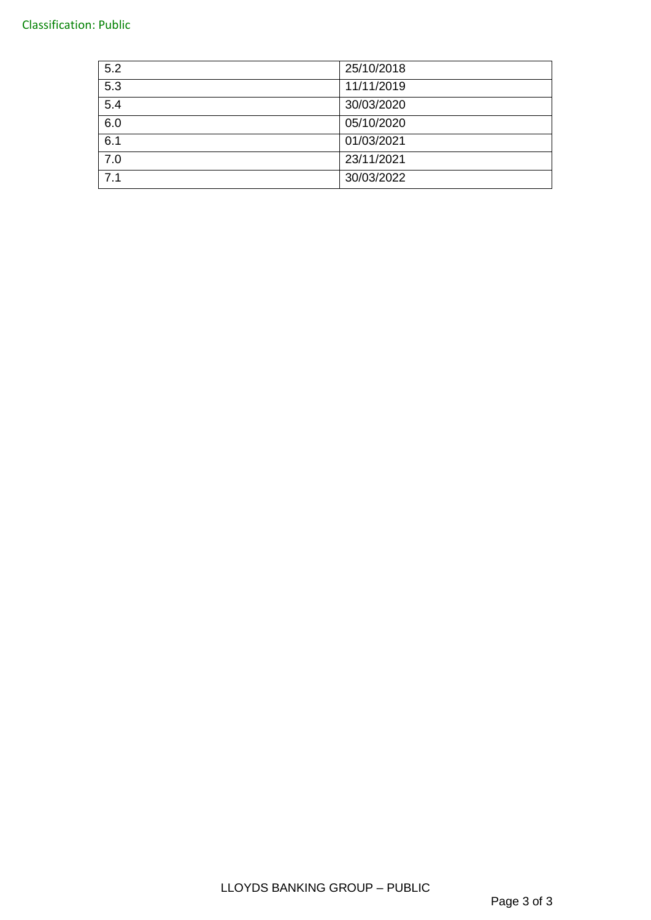| | |
|---|---|
| 5.2 | 25/10/2018 |
| 5.3 | 11/11/2019 |
| 5.4 | 30/03/2020 |
| 6.0 | 05/10/2020 |
| 6.1 | 01/03/2021 |
| 7.0 | 23/11/2021 |
| 7.1 | 30/03/2022 |